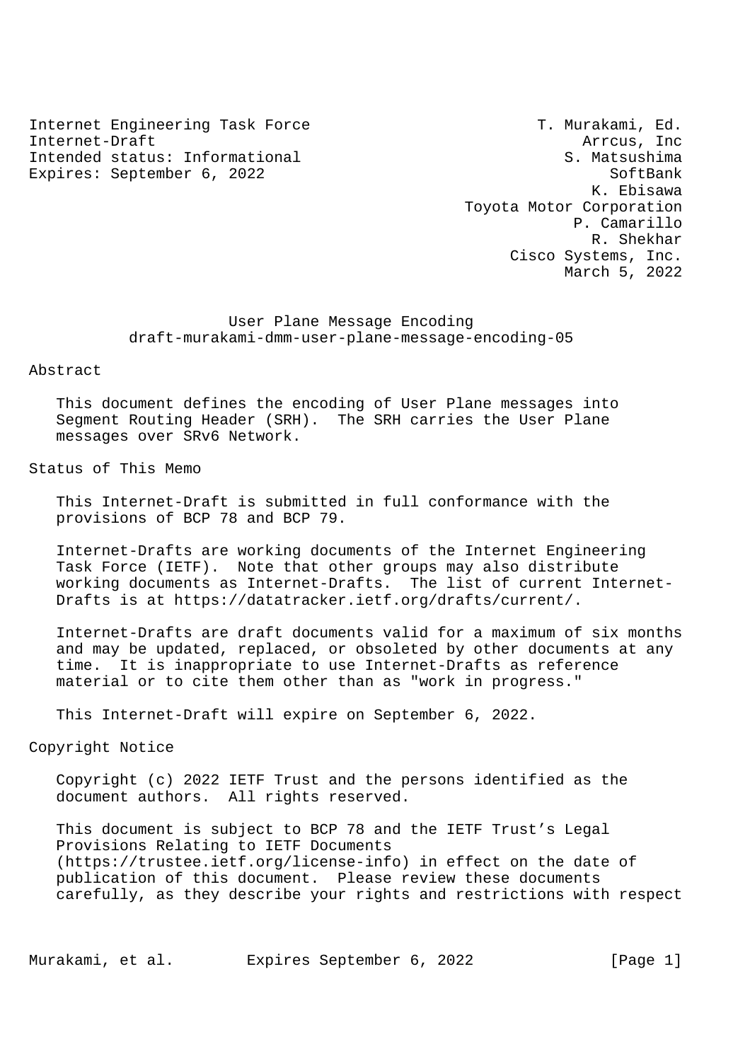Internet Engineering Task Force T. Murakami, Ed.
Internet-Draft Arrcus, Inc
Intended status: Informational S. Matsushima
Expires: September 6, 2022 SoftBank
K. Ebisawa
Toyota Motor Corporation
P. Camarillo
R. Shekhar
Cisco Systems, Inc.
March 5, 2022

# User Plane Message Encoding
## draft-murakami-dmm-user-plane-message-encoding-05

## Abstract

This document defines the encoding of User Plane messages into Segment Routing Header (SRH). The SRH carries the User Plane messages over SRv6 Network.

## Status of This Memo

This Internet-Draft is submitted in full conformance with the provisions of BCP 78 and BCP 79.

Internet-Drafts are working documents of the Internet Engineering Task Force (IETF). Note that other groups may also distribute working documents as Internet-Drafts. The list of current Internet-Drafts is at https://datatracker.ietf.org/drafts/current/.

Internet-Drafts are draft documents valid for a maximum of six months and may be updated, replaced, or obsoleted by other documents at any time. It is inappropriate to use Internet-Drafts as reference material or to cite them other than as "work in progress."

This Internet-Draft will expire on September 6, 2022.

## Copyright Notice

Copyright (c) 2022 IETF Trust and the persons identified as the document authors. All rights reserved.

This document is subject to BCP 78 and the IETF Trust's Legal Provisions Relating to IETF Documents (https://trustee.ietf.org/license-info) in effect on the date of publication of this document. Please review these documents carefully, as they describe your rights and restrictions with respect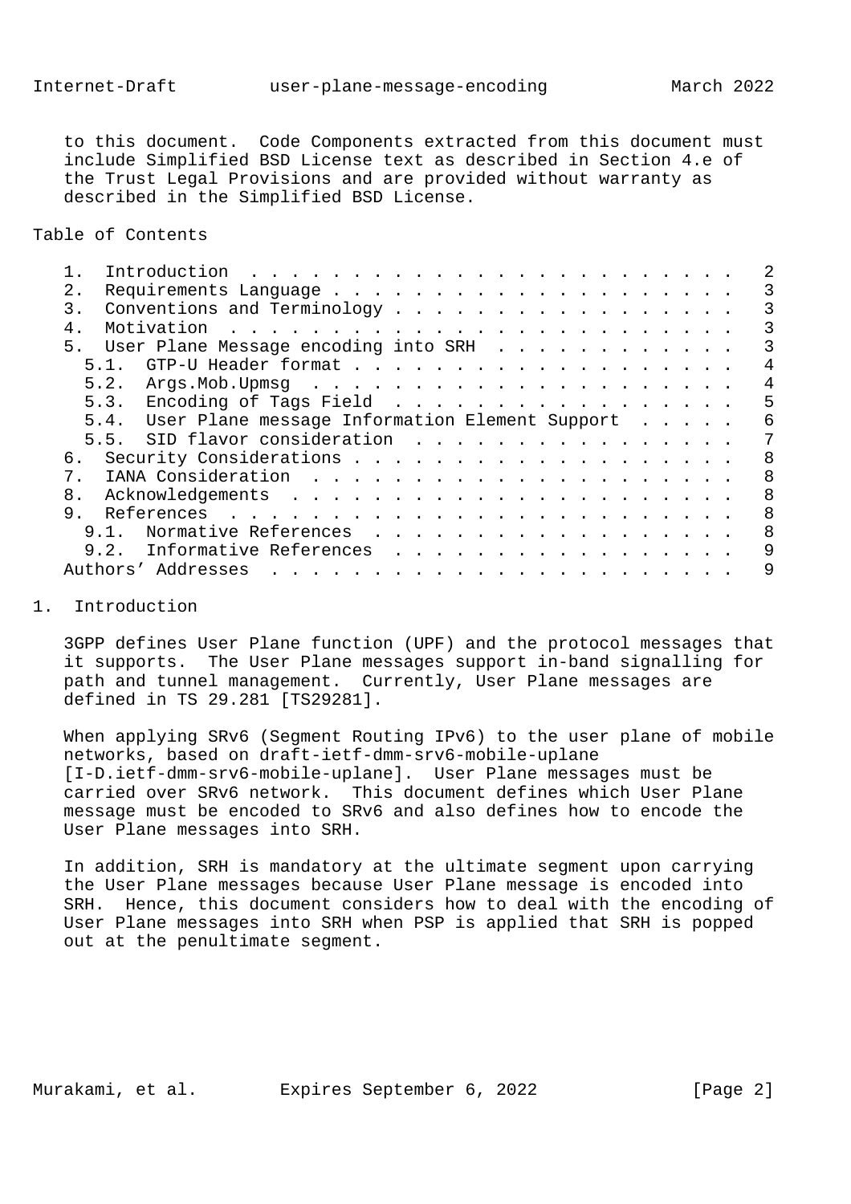to this document. Code Components extracted from this document must include Simplified BSD License text as described in Section 4.e of the Trust Legal Provisions and are provided without warranty as described in the Simplified BSD License.

## Table of Contents

```
   1.  Introduction  . . . . . . . . . . . . . . . . . . . . . . . .   2
   2.  Requirements Language . . . . . . . . . . . . . . . . . . . .   3
   3.  Conventions and Terminology . . . . . . . . . . . . . . . . .   3
   4.  Motivation  . . . . . . . . . . . . . . . . . . . . . . . . .   3
   5.  User Plane Message encoding into SRH  . . . . . . . . . . . .   3
     5.1.  GTP-U Header format . . . . . . . . . . . . . . . . . . .   4
     5.2.  Args.Mob.Upmsg  . . . . . . . . . . . . . . . . . . . . .   4
     5.3.  Encoding of Tags Field  . . . . . . . . . . . . . . . . .   5
     5.4.  User Plane message Information Element Support  . . . . .   6
     5.5.  SID flavor consideration  . . . . . . . . . . . . . . . .   7
   6.  Security Considerations . . . . . . . . . . . . . . . . . . .   8
   7.  IANA Consideration  . . . . . . . . . . . . . . . . . . . . .   8
   8.  Acknowledgements  . . . . . . . . . . . . . . . . . . . . . .   8
   9.  References  . . . . . . . . . . . . . . . . . . . . . . . . .   8
     9.1.  Normative References  . . . . . . . . . . . . . . . . . .   8
     9.2.  Informative References  . . . . . . . . . . . . . . . . .   9
   Authors' Addresses  . . . . . . . . . . . . . . . . . . . . . . .   9
```

## 1. Introduction

3GPP defines User Plane function (UPF) and the protocol messages that it supports. The User Plane messages support in-band signalling for path and tunnel management. Currently, User Plane messages are defined in TS 29.281 [TS29281].

When applying SRv6 (Segment Routing IPv6) to the user plane of mobile networks, based on draft-ietf-dmm-srv6-mobile-uplane [I-D.ietf-dmm-srv6-mobile-uplane]. User Plane messages must be carried over SRv6 network. This document defines which User Plane message must be encoded to SRv6 and also defines how to encode the User Plane messages into SRH.

In addition, SRH is mandatory at the ultimate segment upon carrying the User Plane messages because User Plane message is encoded into SRH. Hence, this document considers how to deal with the encoding of User Plane messages into SRH when PSP is applied that SRH is popped out at the penultimate segment.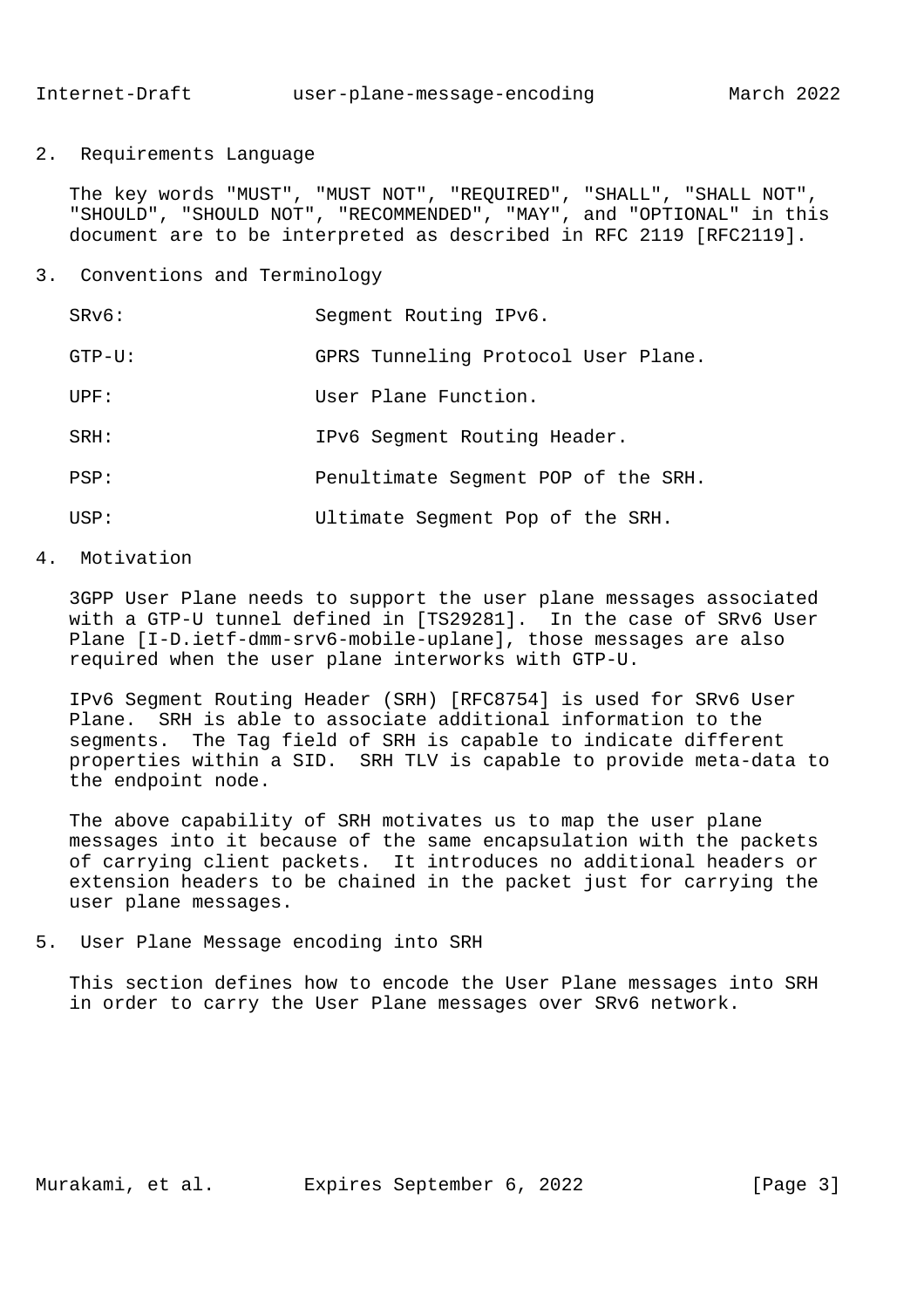## 2. Requirements Language

The key words "MUST", "MUST NOT", "REQUIRED", "SHALL", "SHALL NOT", "SHOULD", "SHOULD NOT", "RECOMMENDED", "MAY", and "OPTIONAL" in this document are to be interpreted as described in RFC 2119 [RFC2119].

## 3. Conventions and Terminology

| | |
|---|---|
| SRv6: | Segment Routing IPv6. |
| GTP-U: | GPRS Tunneling Protocol User Plane. |
| UPF: | User Plane Function. |
| SRH: | IPv6 Segment Routing Header. |
| PSP: | Penultimate Segment POP of the SRH. |
| USP: | Ultimate Segment Pop of the SRH. |

## 4. Motivation

3GPP User Plane needs to support the user plane messages associated with a GTP-U tunnel defined in [TS29281]. In the case of SRv6 User Plane [I-D.ietf-dmm-srv6-mobile-uplane], those messages are also required when the user plane interworks with GTP-U.

IPv6 Segment Routing Header (SRH) [RFC8754] is used for SRv6 User Plane. SRH is able to associate additional information to the segments. The Tag field of SRH is capable to indicate different properties within a SID. SRH TLV is capable to provide meta-data to the endpoint node.

The above capability of SRH motivates us to map the user plane messages into it because of the same encapsulation with the packets of carrying client packets. It introduces no additional headers or extension headers to be chained in the packet just for carrying the user plane messages.

## 5. User Plane Message encoding into SRH

This section defines how to encode the User Plane messages into SRH in order to carry the User Plane messages over SRv6 network.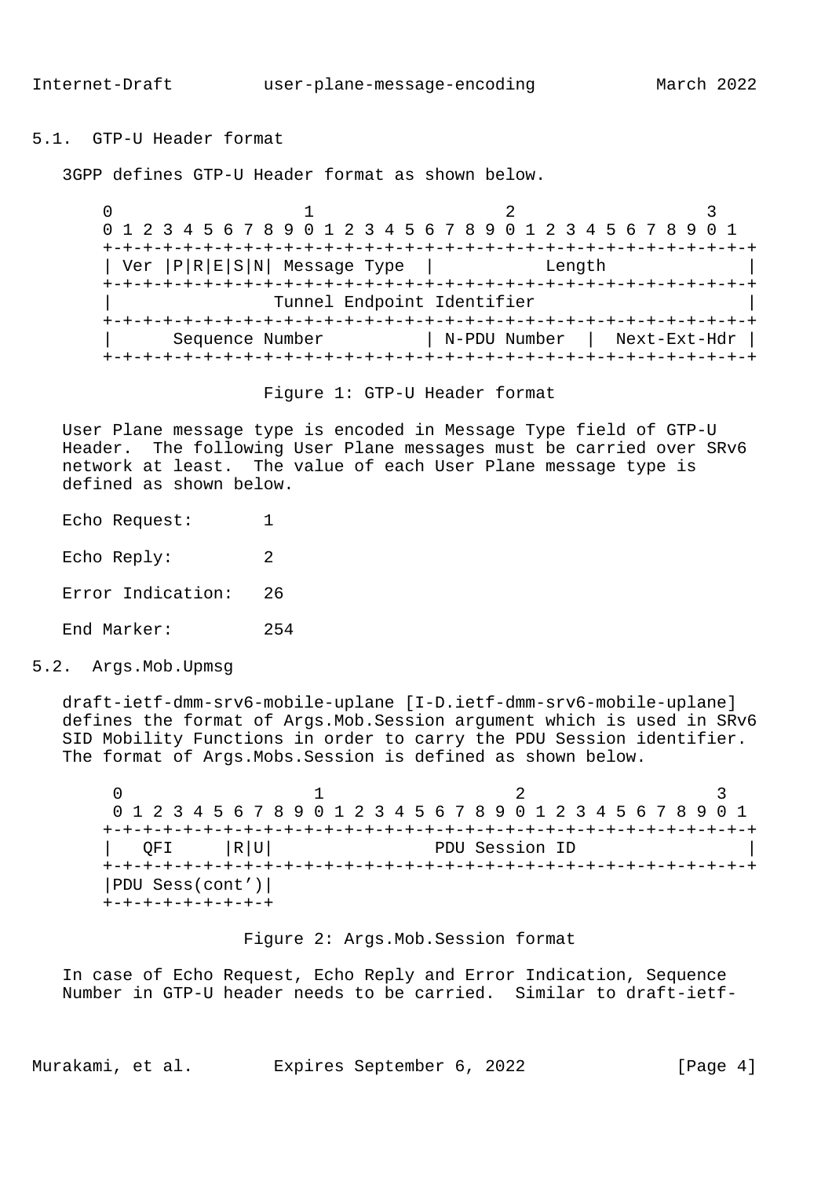## 5.1. GTP-U Header format

3GPP defines GTP-U Header format as shown below.

```
 0                   1                   2                   3
 0 1 2 3 4 5 6 7 8 9 0 1 2 3 4 5 6 7 8 9 0 1 2 3 4 5 6 7 8 9 0 1
+-+-+-+-+-+-+-+-+-+-+-+-+-+-+-+-+-+-+-+-+-+-+-+-+-+-+-+-+-+-+-+-+
| Ver |P|R|E|S|N| Message Type  |            Length             |
+-+-+-+-+-+-+-+-+-+-+-+-+-+-+-+-+-+-+-+-+-+-+-+-+-+-+-+-+-+-+-+-+
|                 Tunnel Endpoint Identifier                    |
+-+-+-+-+-+-+-+-+-+-+-+-+-+-+-+-+-+-+-+-+-+-+-+-+-+-+-+-+-+-+-+-+
|      Sequence Number          | N-PDU Number  |  Next-Ext-Hdr |
+-+-+-+-+-+-+-+-+-+-+-+-+-+-+-+-+-+-+-+-+-+-+-+-+-+-+-+-+-+-+-+-+
```

Figure 1: GTP-U Header format

User Plane message type is encoded in Message Type field of GTP-U Header. The following User Plane messages must be carried over SRv6 network at least. The value of each User Plane message type is defined as shown below.

Echo Request: 1

Echo Reply: 2

Error Indication: 26

End Marker: 254

## 5.2. Args.Mob.Upmsg

draft-ietf-dmm-srv6-mobile-uplane [I-D.ietf-dmm-srv6-mobile-uplane] defines the format of Args.Mob.Session argument which is used in SRv6 SID Mobility Functions in order to carry the PDU Session identifier. The format of Args.Mobs.Session is defined as shown below.

```
 0                   1                   2                   3
 0 1 2 3 4 5 6 7 8 9 0 1 2 3 4 5 6 7 8 9 0 1 2 3 4 5 6 7 8 9 0 1
+-+-+-+-+-+-+-+-+-+-+-+-+-+-+-+-+-+-+-+-+-+-+-+-+-+-+-+-+-+-+-+-+
|   QFI     |R|U|                PDU Session ID                 |
+-+-+-+-+-+-+-+-+-+-+-+-+-+-+-+-+-+-+-+-+-+-+-+-+-+-+-+-+-+-+-+-+
|PDU Sess(cont')|
+-+-+-+-+-+-+-+-+
```

Figure 2: Args.Mob.Session format

In case of Echo Request, Echo Reply and Error Indication, Sequence Number in GTP-U header needs to be carried. Similar to draft-ietf-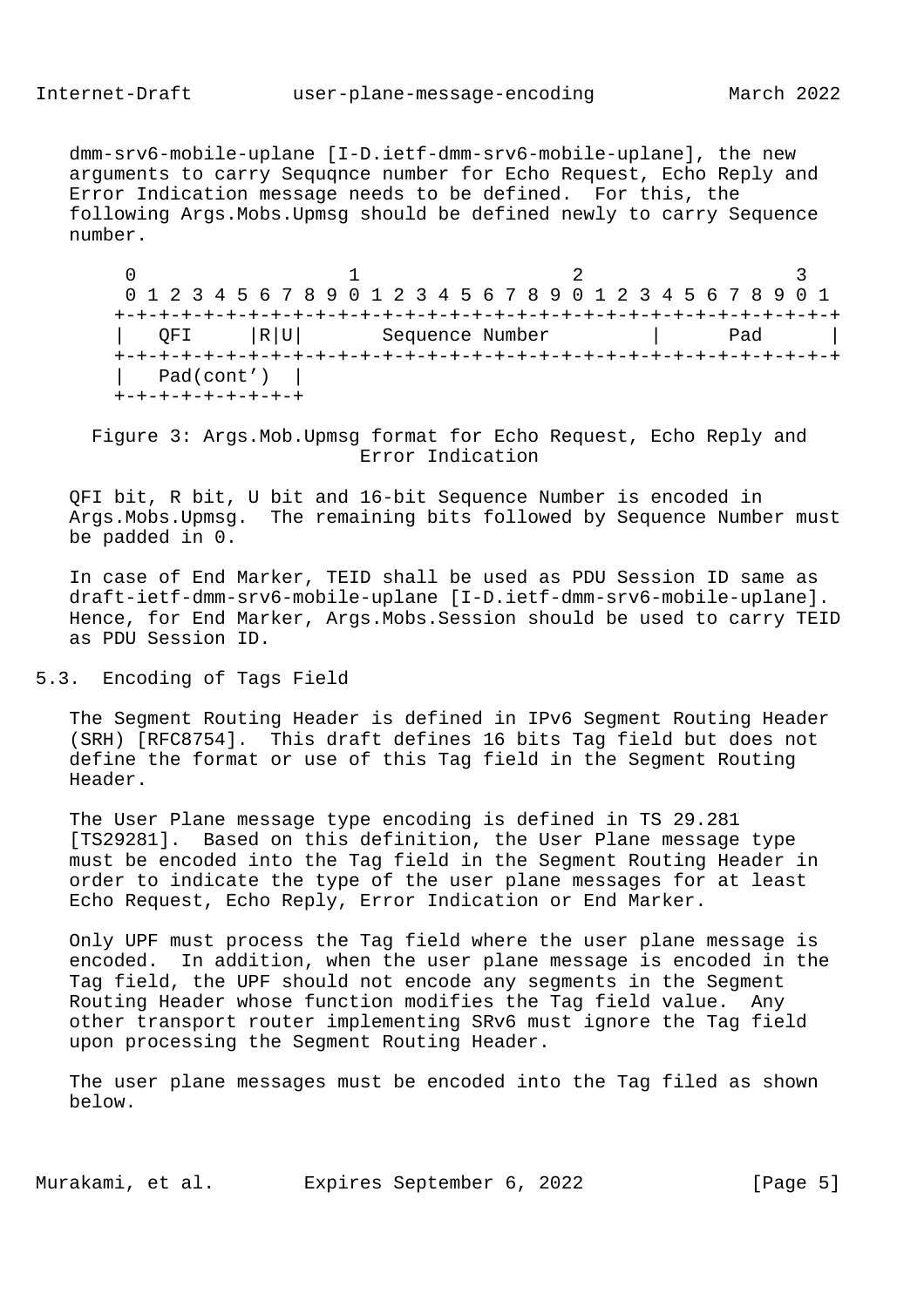dmm-srv6-mobile-uplane [I-D.ietf-dmm-srv6-mobile-uplane], the new arguments to carry Sequqnce number for Echo Request, Echo Reply and Error Indication message needs to be defined. For this, the following Args.Mobs.Upmsg should be defined newly to carry Sequence number.

```
 0                   1                   2                   3
 0 1 2 3 4 5 6 7 8 9 0 1 2 3 4 5 6 7 8 9 0 1 2 3 4 5 6 7 8 9 0 1
+-+-+-+-+-+-+-+-+-+-+-+-+-+-+-+-+-+-+-+-+-+-+-+-+-+-+-+-+-+-+-+-+
|   QFI     |R|U|       Sequence Number         |      Pad      |
+-+-+-+-+-+-+-+-+-+-+-+-+-+-+-+-+-+-+-+-+-+-+-+-+-+-+-+-+-+-+-+-+
|  Pad(cont')  |
+-+-+-+-+-+-+-+-+
```

Figure 3: Args.Mob.Upmsg format for Echo Request, Echo Reply and Error Indication

QFI bit, R bit, U bit and 16-bit Sequence Number is encoded in Args.Mobs.Upmsg. The remaining bits followed by Sequence Number must be padded in 0.

In case of End Marker, TEID shall be used as PDU Session ID same as draft-ietf-dmm-srv6-mobile-uplane [I-D.ietf-dmm-srv6-mobile-uplane]. Hence, for End Marker, Args.Mobs.Session should be used to carry TEID as PDU Session ID.

### 5.3. Encoding of Tags Field

The Segment Routing Header is defined in IPv6 Segment Routing Header (SRH) [RFC8754]. This draft defines 16 bits Tag field but does not define the format or use of this Tag field in the Segment Routing Header.

The User Plane message type encoding is defined in TS 29.281 [TS29281]. Based on this definition, the User Plane message type must be encoded into the Tag field in the Segment Routing Header in order to indicate the type of the user plane messages for at least Echo Request, Echo Reply, Error Indication or End Marker.

Only UPF must process the Tag field where the user plane message is encoded. In addition, when the user plane message is encoded in the Tag field, the UPF should not encode any segments in the Segment Routing Header whose function modifies the Tag field value. Any other transport router implementing SRv6 must ignore the Tag field upon processing the Segment Routing Header.

The user plane messages must be encoded into the Tag filed as shown below.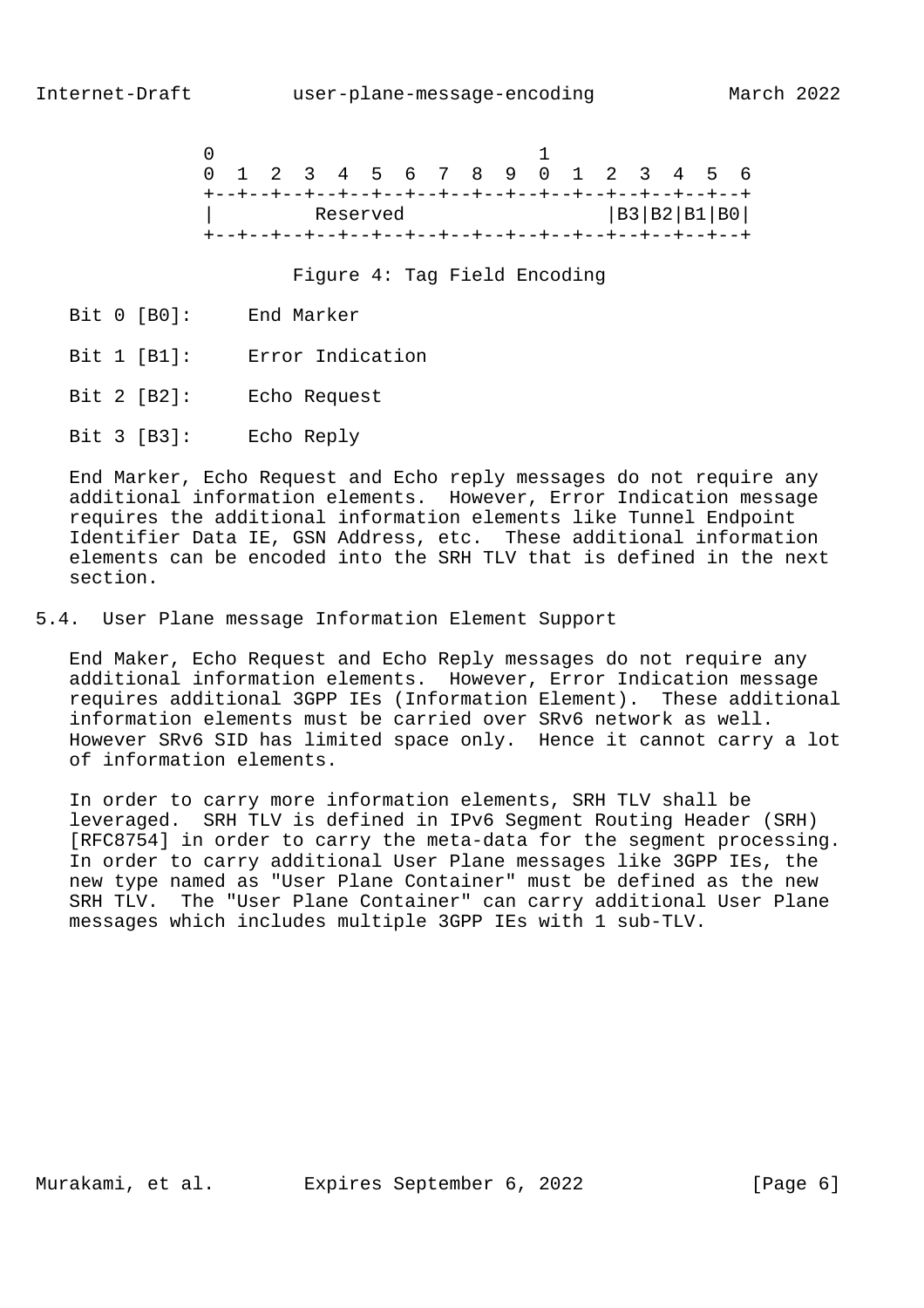```
 0                             1
 0  1  2  3  4  5  6  7  8  9  0  1  2  3  4  5  6
 +--+--+--+--+--+--+--+--+--+--+--+--+--+--+--+--+
 |        Reserved                   |B3|B2|B1|B0|
 +--+--+--+--+--+--+--+--+--+--+--+--+--+--+--+--+
```

Figure 4: Tag Field Encoding

Bit 0 [B0]: End Marker

Bit 1 [B1]: Error Indication

Bit 2 [B2]: Echo Request

Bit 3 [B3]: Echo Reply

End Marker, Echo Request and Echo reply messages do not require any additional information elements. However, Error Indication message requires the additional information elements like Tunnel Endpoint Identifier Data IE, GSN Address, etc. These additional information elements can be encoded into the SRH TLV that is defined in the next section.

## 5.4. User Plane message Information Element Support

End Maker, Echo Request and Echo Reply messages do not require any additional information elements. However, Error Indication message requires additional 3GPP IEs (Information Element). These additional information elements must be carried over SRv6 network as well. However SRv6 SID has limited space only. Hence it cannot carry a lot of information elements.

In order to carry more information elements, SRH TLV shall be leveraged. SRH TLV is defined in IPv6 Segment Routing Header (SRH) [RFC8754] in order to carry the meta-data for the segment processing. In order to carry additional User Plane messages like 3GPP IEs, the new type named as "User Plane Container" must be defined as the new SRH TLV. The "User Plane Container" can carry additional User Plane messages which includes multiple 3GPP IEs with 1 sub-TLV.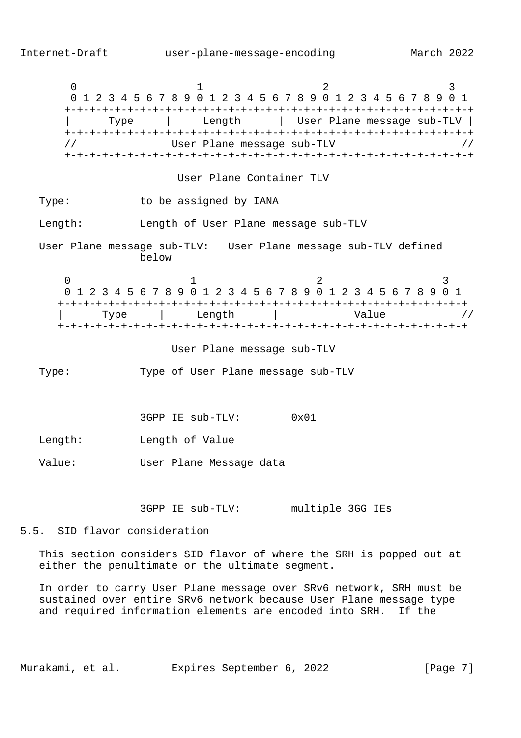```
       0                   1                   2                   3
       0 1 2 3 4 5 6 7 8 9 0 1 2 3 4 5 6 7 8 9 0 1 2 3 4 5 6 7 8 9 0 1
      +-+-+-+-+-+-+-+-+-+-+-+-+-+-+-+-+-+-+-+-+-+-+-+-+-+-+-+-+-+-+-+-+
      |      Type     |     Length    |  User Plane message sub-TLV |
      +-+-+-+-+-+-+-+-+-+-+-+-+-+-+-+-+-+-+-+-+-+-+-+-+-+-+-+-+-+-+-+-+
      //              User Plane message sub-TLV                     //
      +-+-+-+-+-+-+-+-+-+-+-+-+-+-+-+-+-+-+-+-+-+-+-+-+-+-+-+-+-+-+-+-+
```

User Plane Container TLV

Type: to be assigned by IANA

Length: Length of User Plane message sub-TLV

User Plane message sub-TLV: User Plane message sub-TLV defined below

```
      0                   1                   2                   3
      0 1 2 3 4 5 6 7 8 9 0 1 2 3 4 5 6 7 8 9 0 1 2 3 4 5 6 7 8 9 0 1
     +-+-+-+-+-+-+-+-+-+-+-+-+-+-+-+-+-+-+-+-+-+-+-+-+-+-+-+-+-+-+-+-+
     |      Type     |     Length    |           Value               //
     +-+-+-+-+-+-+-+-+-+-+-+-+-+-+-+-+-+-+-+-+-+-+-+-+-+-+-+-+-+-+-+-+
```

User Plane message sub-TLV

Type: Type of User Plane message sub-TLV

3GPP IE sub-TLV: 0x01

Length: Length of Value

Value: User Plane Message data

3GPP IE sub-TLV: multiple 3GG IEs

## 5.5. SID flavor consideration

This section considers SID flavor of where the SRH is popped out at either the penultimate or the ultimate segment.

In order to carry User Plane message over SRv6 network, SRH must be sustained over entire SRv6 network because User Plane message type and required information elements are encoded into SRH. If the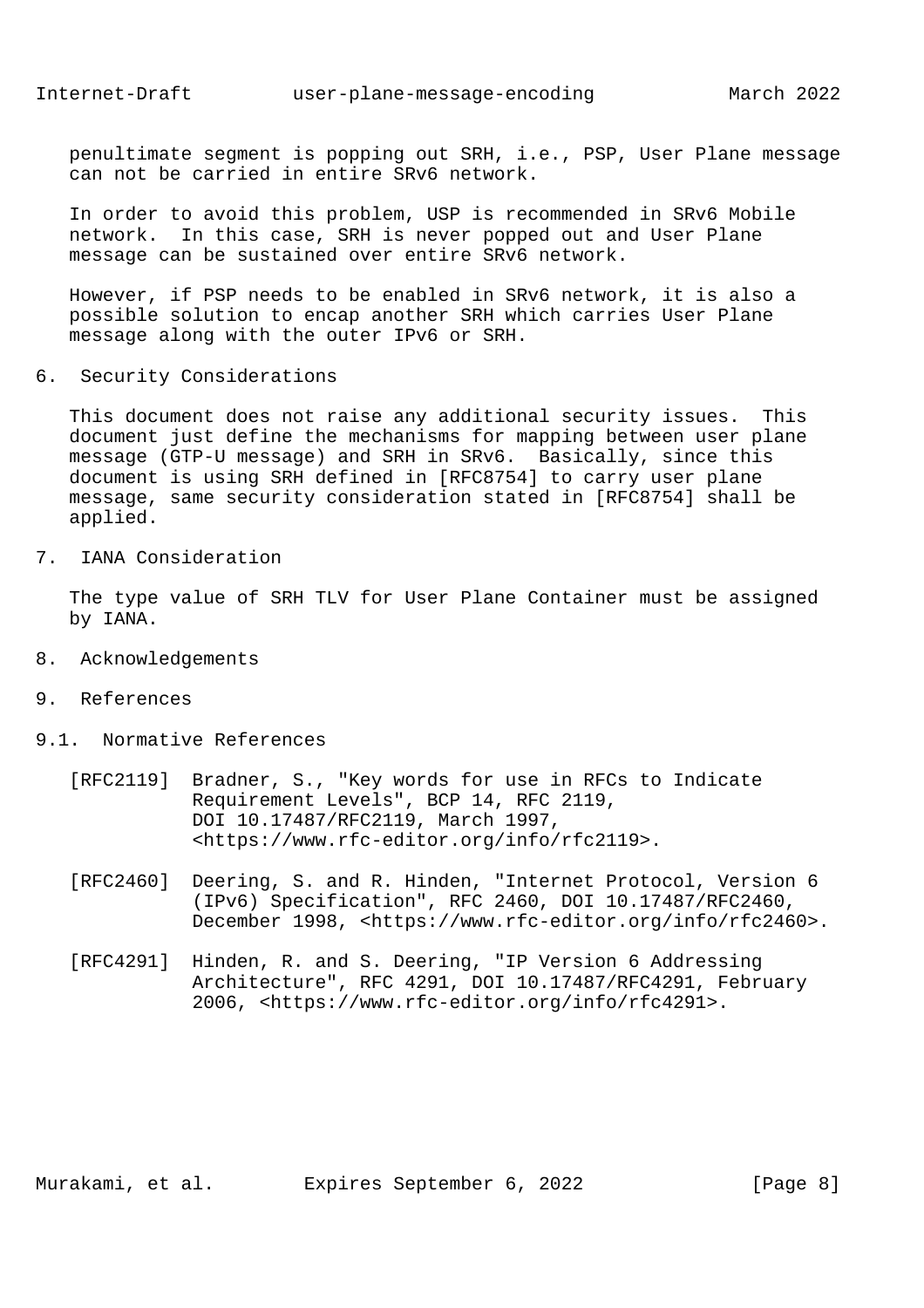penultimate segment is popping out SRH, i.e., PSP, User Plane message can not be carried in entire SRv6 network.

In order to avoid this problem, USP is recommended in SRv6 Mobile network.  In this case, SRH is never popped out and User Plane message can be sustained over entire SRv6 network.

However, if PSP needs to be enabled in SRv6 network, it is also a possible solution to encap another SRH which carries User Plane message along with the outer IPv6 or SRH.

## 6. Security Considerations

This document does not raise any additional security issues.  This document just define the mechanisms for mapping between user plane message (GTP-U message) and SRH in SRv6.  Basically, since this document is using SRH defined in [RFC8754] to carry user plane message, same security consideration stated in [RFC8754] shall be applied.

## 7. IANA Consideration

The type value of SRH TLV for User Plane Container must be assigned by IANA.

## 8. Acknowledgements

## 9. References

### 9.1. Normative References

[RFC2119] Bradner, S., "Key words for use in RFCs to Indicate Requirement Levels", BCP 14, RFC 2119, DOI 10.17487/RFC2119, March 1997, <https://www.rfc-editor.org/info/rfc2119>.

[RFC2460] Deering, S. and R. Hinden, "Internet Protocol, Version 6 (IPv6) Specification", RFC 2460, DOI 10.17487/RFC2460, December 1998, <https://www.rfc-editor.org/info/rfc2460>.

[RFC4291] Hinden, R. and S. Deering, "IP Version 6 Addressing Architecture", RFC 4291, DOI 10.17487/RFC4291, February 2006, <https://www.rfc-editor.org/info/rfc4291>.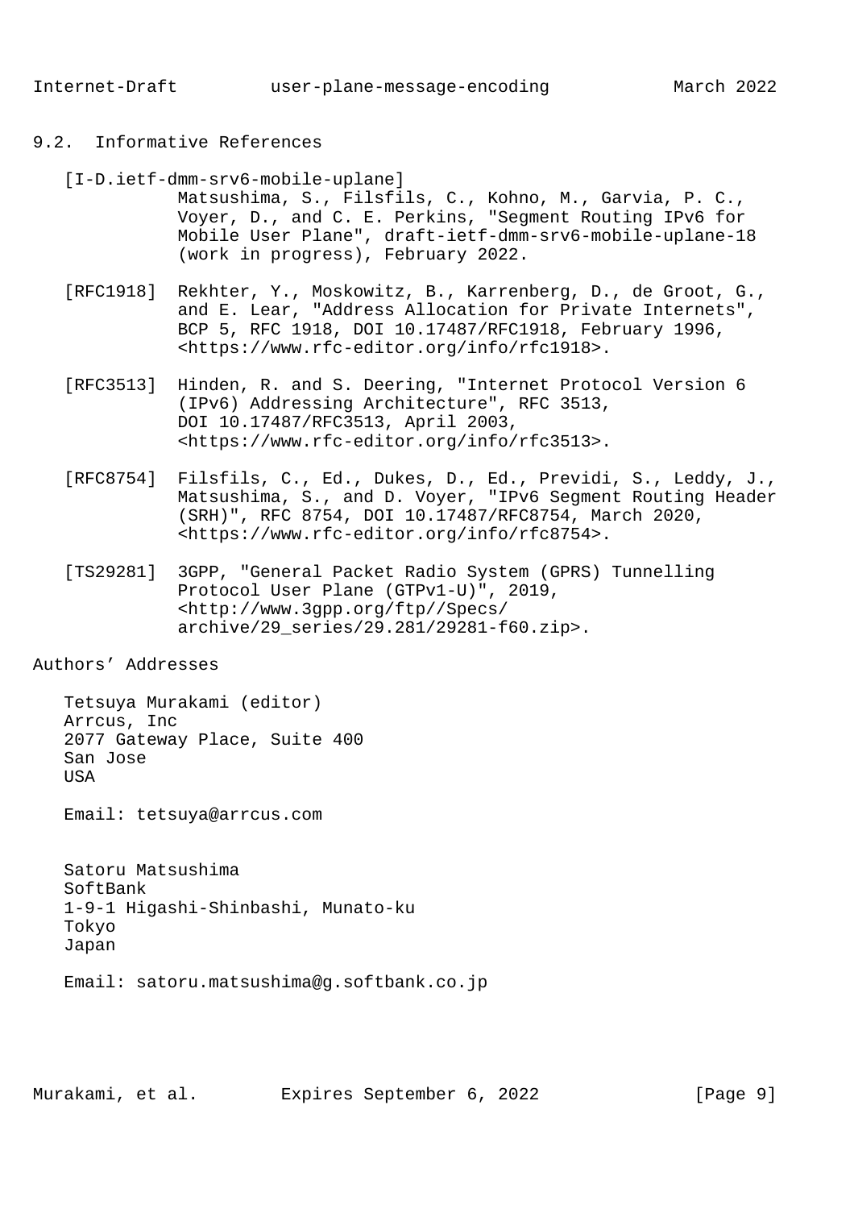## 9.2. Informative References

[I-D.ietf-dmm-srv6-mobile-uplane]
Matsushima, S., Filsfils, C., Kohno, M., Garvia, P. C., Voyer, D., and C. E. Perkins, "Segment Routing IPv6 for Mobile User Plane", draft-ietf-dmm-srv6-mobile-uplane-18 (work in progress), February 2022.

[RFC1918] Rekhter, Y., Moskowitz, B., Karrenberg, D., de Groot, G., and E. Lear, "Address Allocation for Private Internets", BCP 5, RFC 1918, DOI 10.17487/RFC1918, February 1996, <https://www.rfc-editor.org/info/rfc1918>.

[RFC3513] Hinden, R. and S. Deering, "Internet Protocol Version 6 (IPv6) Addressing Architecture", RFC 3513, DOI 10.17487/RFC3513, April 2003, <https://www.rfc-editor.org/info/rfc3513>.

[RFC8754] Filsfils, C., Ed., Dukes, D., Ed., Previdi, S., Leddy, J., Matsushima, S., and D. Voyer, "IPv6 Segment Routing Header (SRH)", RFC 8754, DOI 10.17487/RFC8754, March 2020, <https://www.rfc-editor.org/info/rfc8754>.

[TS29281] 3GPP, "General Packet Radio System (GPRS) Tunnelling Protocol User Plane (GTPv1-U)", 2019, <http://www.3gpp.org/ftp//Specs/archive/29_series/29.281/29281-f60.zip>.

## Authors' Addresses

Tetsuya Murakami (editor)
Arrcus, Inc
2077 Gateway Place, Suite 400
San Jose
USA

Email: tetsuya@arrcus.com

Satoru Matsushima
SoftBank
1-9-1 Higashi-Shinbashi, Munato-ku
Tokyo
Japan

Email: satoru.matsushima@g.softbank.co.jp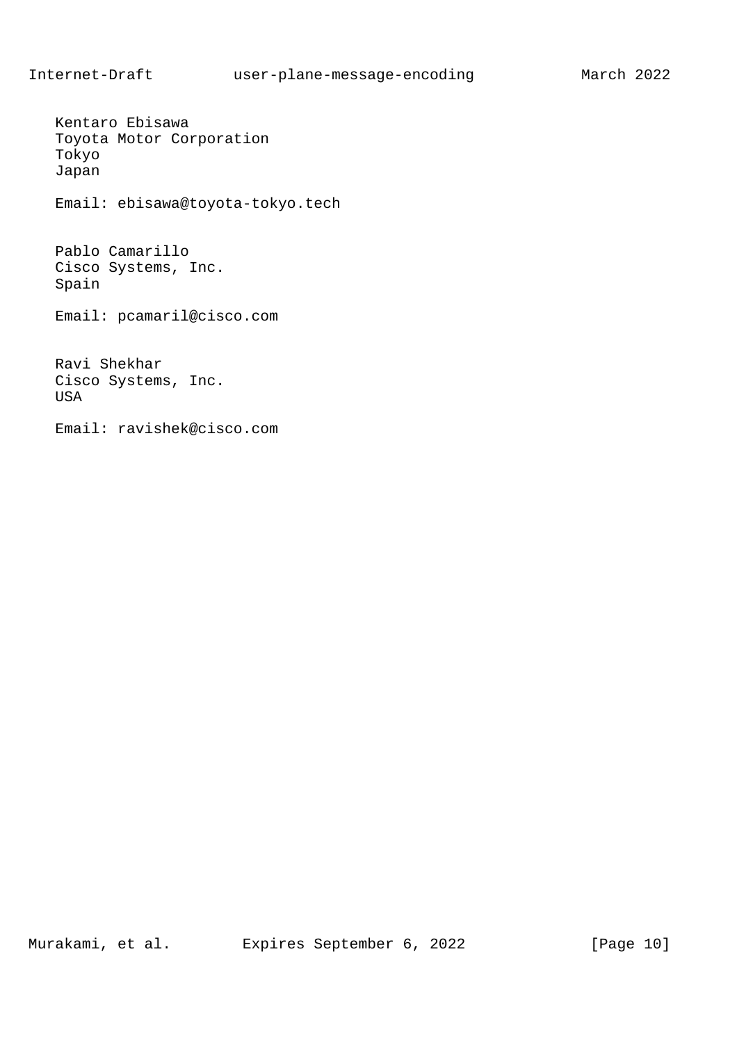Kentaro Ebisawa
Toyota Motor Corporation
Tokyo
Japan

Email: ebisawa@toyota-tokyo.tech

Pablo Camarillo
Cisco Systems, Inc.
Spain

Email: pcamaril@cisco.com

Ravi Shekhar
Cisco Systems, Inc.
USA

Email: ravishek@cisco.com